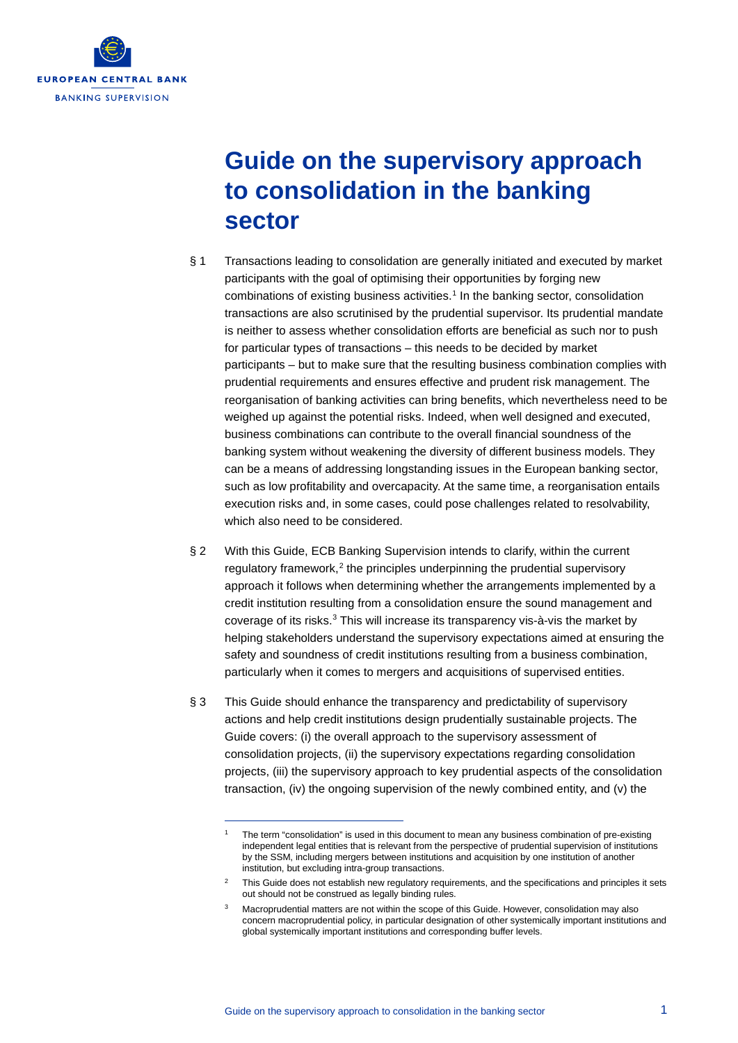EUROPEAN CENTRAL BANK

BANKING SUPERVISION

# Guide on the supervisory approach to consolidation in the banking sector

§ 1 Transactions leading to consolidation are generally initiated and executed by market participants with the goal of optimising their opportunities by forging new combinations of existing business activities.[1] In the banking sector, consolidation transactions are also scrutinised by the prudential supervisor. Its prudential mandate is neither to assess whether consolidation efforts are beneficial as such nor to push for particular types of transactions – this needs to be decided by market participants – but to make sure that the resulting business combination complies with prudential requirements and ensures effective and prudent risk management. The reorganisation of banking activities can bring benefits, which nevertheless need to be weighed up against the potential risks. Indeed, when well designed and executed, business combinations can contribute to the overall financial soundness of the banking system without weakening the diversity of different business models. They can be a means of addressing longstanding issues in the European banking sector, such as low profitability and overcapacity. At the same time, a reorganisation entails execution risks and, in some cases, could pose challenges related to resolvability, which also need to be considered.

§ 2 With this Guide, ECB Banking Supervision intends to clarify, within the current regulatory framework,[2] the principles underpinning the prudential supervisory approach it follows when determining whether the arrangements implemented by a credit institution resulting from a consolidation ensure the sound management and coverage of its risks.[3] This will increase its transparency vis-à-vis the market by helping stakeholders understand the supervisory expectations aimed at ensuring the safety and soundness of credit institutions resulting from a business combination, particularly when it comes to mergers and acquisitions of supervised entities.

§ 3 This Guide should enhance the transparency and predictability of supervisory actions and help credit institutions design prudentially sustainable projects. The Guide covers: (i) the overall approach to the supervisory assessment of consolidation projects, (ii) the supervisory expectations regarding consolidation projects, (iii) the supervisory approach to key prudential aspects of the consolidation transaction, (iv) the ongoing supervision of the newly combined entity, and (v) the

---

[1] The term "consolidation" is used in this document to mean any business combination of pre-existing independent legal entities that is relevant from the perspective of prudential supervision of institutions by the SSM, including mergers between institutions and acquisition by one institution of another institution, but excluding intra-group transactions.

[2] This Guide does not establish new regulatory requirements, and the specifications and principles it sets out should not be construed as legally binding rules.

[3] Macroprudential matters are not within the scope of this Guide. However, consolidation may also concern macroprudential policy, in particular designation of other systemically important institutions and global systemically important institutions and corresponding buffer levels.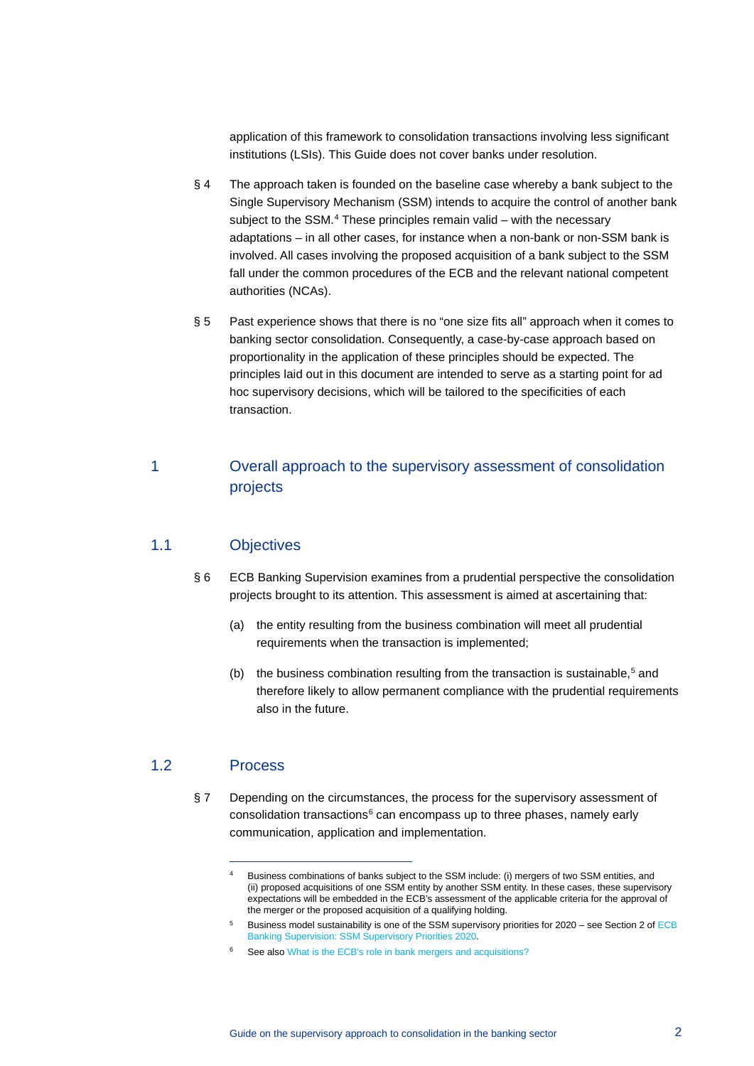application of this framework to consolidation transactions involving less significant institutions (LSIs). This Guide does not cover banks under resolution.

§ 4 The approach taken is founded on the baseline case whereby a bank subject to the Single Supervisory Mechanism (SSM) intends to acquire the control of another bank subject to the SSM.[4] These principles remain valid – with the necessary adaptations – in all other cases, for instance when a non-bank or non-SSM bank is involved. All cases involving the proposed acquisition of a bank subject to the SSM fall under the common procedures of the ECB and the relevant national competent authorities (NCAs).

§ 5 Past experience shows that there is no "one size fits all" approach when it comes to banking sector consolidation. Consequently, a case-by-case approach based on proportionality in the application of these principles should be expected. The principles laid out in this document are intended to serve as a starting point for ad hoc supervisory decisions, which will be tailored to the specificities of each transaction.

# 1 Overall approach to the supervisory assessment of consolidation projects

## 1.1 Objectives

§ 6 ECB Banking Supervision examines from a prudential perspective the consolidation projects brought to its attention. This assessment is aimed at ascertaining that:

(a) the entity resulting from the business combination will meet all prudential requirements when the transaction is implemented;

(b) the business combination resulting from the transaction is sustainable,[5] and therefore likely to allow permanent compliance with the prudential requirements also in the future.

## 1.2 Process

§ 7 Depending on the circumstances, the process for the supervisory assessment of consolidation transactions[6] can encompass up to three phases, namely early communication, application and implementation.

---

[4] Business combinations of banks subject to the SSM include: (i) mergers of two SSM entities, and (ii) proposed acquisitions of one SSM entity by another SSM entity. In these cases, these supervisory expectations will be embedded in the ECB's assessment of the applicable criteria for the approval of the merger or the proposed acquisition of a qualifying holding.

[5] Business model sustainability is one of the SSM supervisory priorities for 2020 – see Section 2 of ECB Banking Supervision: SSM Supervisory Priorities 2020.

[6] See also What is the ECB's role in bank mergers and acquisitions?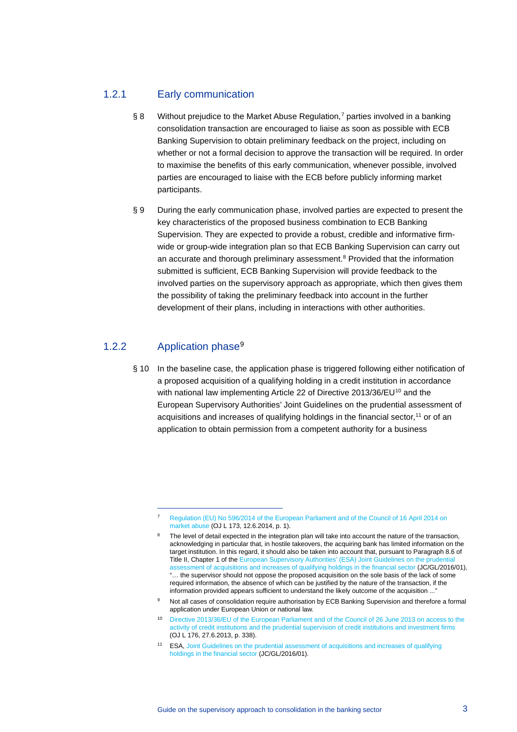### 1.2.1 Early communication

§ 8 Without prejudice to the Market Abuse Regulation,[7] parties involved in a banking consolidation transaction are encouraged to liaise as soon as possible with ECB Banking Supervision to obtain preliminary feedback on the project, including on whether or not a formal decision to approve the transaction will be required. In order to maximise the benefits of this early communication, whenever possible, involved parties are encouraged to liaise with the ECB before publicly informing market participants.

§ 9 During the early communication phase, involved parties are expected to present the key characteristics of the proposed business combination to ECB Banking Supervision. They are expected to provide a robust, credible and informative firm-wide or group-wide integration plan so that ECB Banking Supervision can carry out an accurate and thorough preliminary assessment.[8] Provided that the information submitted is sufficient, ECB Banking Supervision will provide feedback to the involved parties on the supervisory approach as appropriate, which then gives them the possibility of taking the preliminary feedback into account in the further development of their plans, including in interactions with other authorities.

### 1.2.2 Application phase[9]

§ 10 In the baseline case, the application phase is triggered following either notification of a proposed acquisition of a qualifying holding in a credit institution in accordance with national law implementing Article 22 of Directive 2013/36/EU[10] and the European Supervisory Authorities' Joint Guidelines on the prudential assessment of acquisitions and increases of qualifying holdings in the financial sector,[11] or of an application to obtain permission from a competent authority for a business

---

[7] Regulation (EU) No 596/2014 of the European Parliament and of the Council of 16 April 2014 on market abuse (OJ L 173, 12.6.2014, p. 1).

[8] The level of detail expected in the integration plan will take into account the nature of the transaction, acknowledging in particular that, in hostile takeovers, the acquiring bank has limited information on the target institution. In this regard, it should also be taken into account that, pursuant to Paragraph 8.6 of Title II, Chapter 1 of the European Supervisory Authorities' (ESA) Joint Guidelines on the prudential assessment of acquisitions and increases of qualifying holdings in the financial sector (JC/GL/2016/01), "… the supervisor should not oppose the proposed acquisition on the sole basis of the lack of some required information, the absence of which can be justified by the nature of the transaction, if the information provided appears sufficient to understand the likely outcome of the acquisition ..."

[9] Not all cases of consolidation require authorisation by ECB Banking Supervision and therefore a formal application under European Union or national law.

[10] Directive 2013/36/EU of the European Parliament and of the Council of 26 June 2013 on access to the activity of credit institutions and the prudential supervision of credit institutions and investment firms (OJ L 176, 27.6.2013, p. 338).

[11] ESA, Joint Guidelines on the prudential assessment of acquisitions and increases of qualifying holdings in the financial sector (JC/GL/2016/01).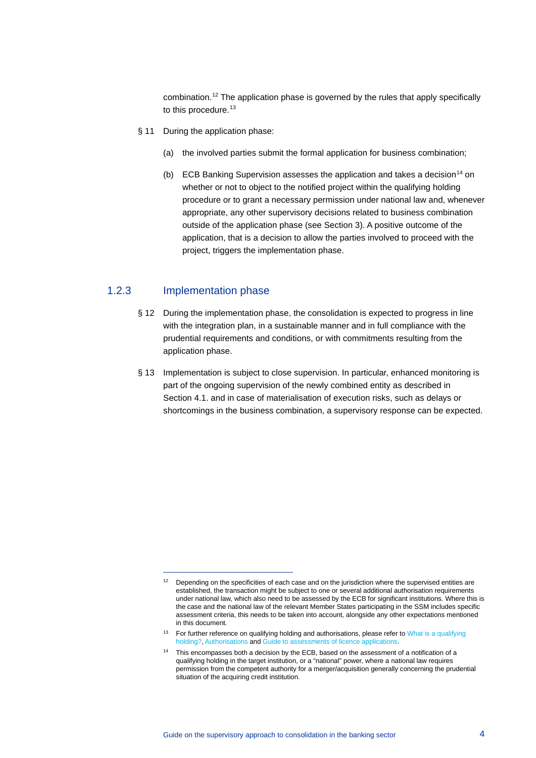combination.[12] The application phase is governed by the rules that apply specifically to this procedure.[13]

§ 11 During the application phase:

(a) the involved parties submit the formal application for business combination;

(b) ECB Banking Supervision assesses the application and takes a decision[14] on whether or not to object to the notified project within the qualifying holding procedure or to grant a necessary permission under national law and, whenever appropriate, any other supervisory decisions related to business combination outside of the application phase (see Section 3). A positive outcome of the application, that is a decision to allow the parties involved to proceed with the project, triggers the implementation phase.

### 1.2.3 Implementation phase

§ 12 During the implementation phase, the consolidation is expected to progress in line with the integration plan, in a sustainable manner and in full compliance with the prudential requirements and conditions, or with commitments resulting from the application phase.

§ 13 Implementation is subject to close supervision. In particular, enhanced monitoring is part of the ongoing supervision of the newly combined entity as described in Section 4.1. and in case of materialisation of execution risks, such as delays or shortcomings in the business combination, a supervisory response can be expected.

---

[12] Depending on the specificities of each case and on the jurisdiction where the supervised entities are established, the transaction might be subject to one or several additional authorisation requirements under national law, which also need to be assessed by the ECB for significant institutions. Where this is the case and the national law of the relevant Member States participating in the SSM includes specific assessment criteria, this needs to be taken into account, alongside any other expectations mentioned in this document.

[13] For further reference on qualifying holding and authorisations, please refer to What is a qualifying holding?, Authorisations and Guide to assessments of licence applications.

[14] This encompasses both a decision by the ECB, based on the assessment of a notification of a qualifying holding in the target institution, or a "national" power, where a national law requires permission from the competent authority for a merger/acquisition generally concerning the prudential situation of the acquiring credit institution.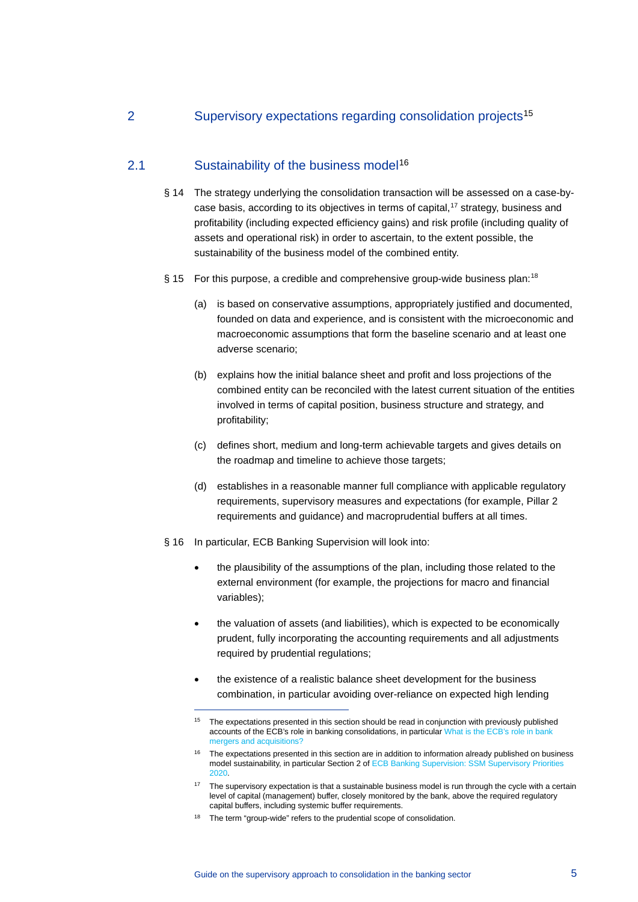## 2 Supervisory expectations regarding consolidation projects[15]

### 2.1 Sustainability of the business model[16]

§ 14 The strategy underlying the consolidation transaction will be assessed on a case-by-case basis, according to its objectives in terms of capital,[17] strategy, business and profitability (including expected efficiency gains) and risk profile (including quality of assets and operational risk) in order to ascertain, to the extent possible, the sustainability of the business model of the combined entity.

§ 15 For this purpose, a credible and comprehensive group-wide business plan:[18]

(a) is based on conservative assumptions, appropriately justified and documented, founded on data and experience, and is consistent with the microeconomic and macroeconomic assumptions that form the baseline scenario and at least one adverse scenario;

(b) explains how the initial balance sheet and profit and loss projections of the combined entity can be reconciled with the latest current situation of the entities involved in terms of capital position, business structure and strategy, and profitability;

(c) defines short, medium and long-term achievable targets and gives details on the roadmap and timeline to achieve those targets;

(d) establishes in a reasonable manner full compliance with applicable regulatory requirements, supervisory measures and expectations (for example, Pillar 2 requirements and guidance) and macroprudential buffers at all times.

§ 16 In particular, ECB Banking Supervision will look into:

- the plausibility of the assumptions of the plan, including those related to the external environment (for example, the projections for macro and financial variables);
- the valuation of assets (and liabilities), which is expected to be economically prudent, fully incorporating the accounting requirements and all adjustments required by prudential regulations;
- the existence of a realistic balance sheet development for the business combination, in particular avoiding over-reliance on expected high lending

---

[15] The expectations presented in this section should be read in conjunction with previously published accounts of the ECB's role in banking consolidations, in particular What is the ECB's role in bank mergers and acquisitions?

[16] The expectations presented in this section are in addition to information already published on business model sustainability, in particular Section 2 of ECB Banking Supervision: SSM Supervisory Priorities 2020.

[17] The supervisory expectation is that a sustainable business model is run through the cycle with a certain level of capital (management) buffer, closely monitored by the bank, above the required regulatory capital buffers, including systemic buffer requirements.

[18] The term "group-wide" refers to the prudential scope of consolidation.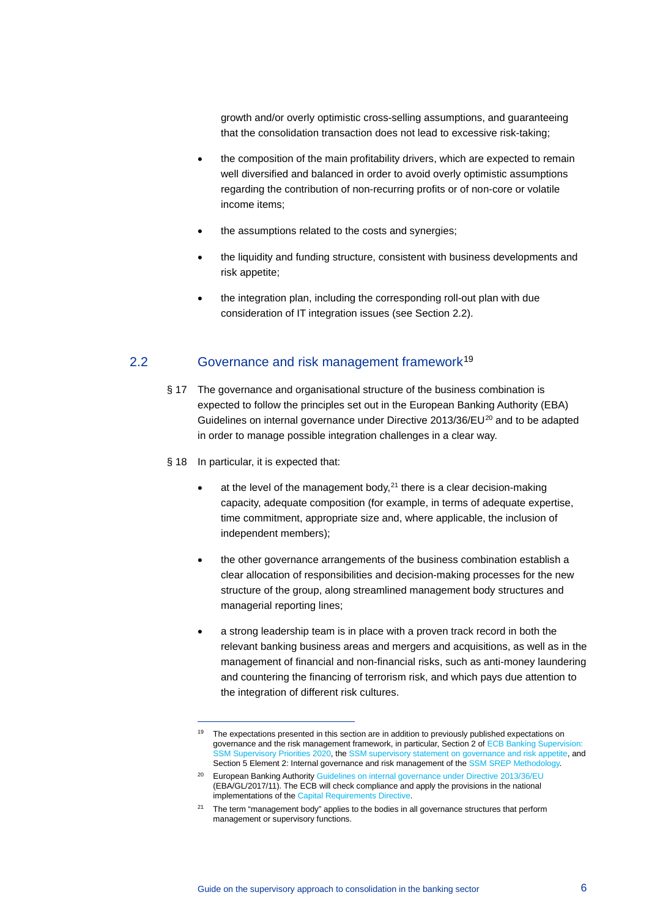growth and/or overly optimistic cross-selling assumptions, and guaranteeing that the consolidation transaction does not lead to excessive risk-taking;

- the composition of the main profitability drivers, which are expected to remain well diversified and balanced in order to avoid overly optimistic assumptions regarding the contribution of non-recurring profits or of non-core or volatile income items;
- the assumptions related to the costs and synergies;
- the liquidity and funding structure, consistent with business developments and risk appetite;
- the integration plan, including the corresponding roll-out plan with due consideration of IT integration issues (see Section 2.2).

## 2.2 Governance and risk management framework[19]

§ 17 The governance and organisational structure of the business combination is expected to follow the principles set out in the European Banking Authority (EBA) Guidelines on internal governance under Directive 2013/36/EU[20] and to be adapted in order to manage possible integration challenges in a clear way.

§ 18 In particular, it is expected that:

- at the level of the management body,[21] there is a clear decision-making capacity, adequate composition (for example, in terms of adequate expertise, time commitment, appropriate size and, where applicable, the inclusion of independent members);
- the other governance arrangements of the business combination establish a clear allocation of responsibilities and decision-making processes for the new structure of the group, along streamlined management body structures and managerial reporting lines;
- a strong leadership team is in place with a proven track record in both the relevant banking business areas and mergers and acquisitions, as well as in the management of financial and non-financial risks, such as anti-money laundering and countering the financing of terrorism risk, and which pays due attention to the integration of different risk cultures.

---

[19] The expectations presented in this section are in addition to previously published expectations on governance and the risk management framework, in particular, Section 2 of ECB Banking Supervision: SSM Supervisory Priorities 2020, the SSM supervisory statement on governance and risk appetite, and Section 5 Element 2: Internal governance and risk management of the SSM SREP Methodology.

[20] European Banking Authority Guidelines on internal governance under Directive 2013/36/EU (EBA/GL/2017/11). The ECB will check compliance and apply the provisions in the national implementations of the Capital Requirements Directive.

[21] The term "management body" applies to the bodies in all governance structures that perform management or supervisory functions.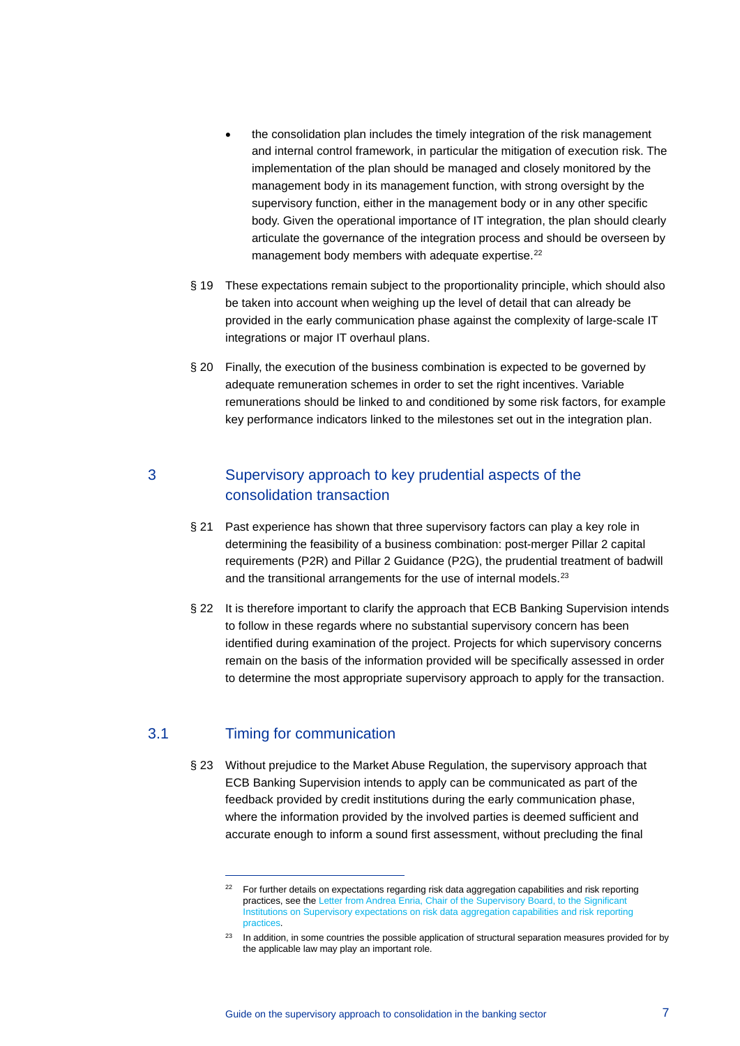- the consolidation plan includes the timely integration of the risk management and internal control framework, in particular the mitigation of execution risk. The implementation of the plan should be managed and closely monitored by the management body in its management function, with strong oversight by the supervisory function, either in the management body or in any other specific body. Given the operational importance of IT integration, the plan should clearly articulate the governance of the integration process and should be overseen by management body members with adequate expertise.[22]

§ 19 These expectations remain subject to the proportionality principle, which should also be taken into account when weighing up the level of detail that can already be provided in the early communication phase against the complexity of large-scale IT integrations or major IT overhaul plans.

§ 20 Finally, the execution of the business combination is expected to be governed by adequate remuneration schemes in order to set the right incentives. Variable remunerations should be linked to and conditioned by some risk factors, for example key performance indicators linked to the milestones set out in the integration plan.

## 3 Supervisory approach to key prudential aspects of the consolidation transaction

§ 21 Past experience has shown that three supervisory factors can play a key role in determining the feasibility of a business combination: post-merger Pillar 2 capital requirements (P2R) and Pillar 2 Guidance (P2G), the prudential treatment of badwill and the transitional arrangements for the use of internal models.[23]

§ 22 It is therefore important to clarify the approach that ECB Banking Supervision intends to follow in these regards where no substantial supervisory concern has been identified during examination of the project. Projects for which supervisory concerns remain on the basis of the information provided will be specifically assessed in order to determine the most appropriate supervisory approach to apply for the transaction.

### 3.1 Timing for communication

§ 23 Without prejudice to the Market Abuse Regulation, the supervisory approach that ECB Banking Supervision intends to apply can be communicated as part of the feedback provided by credit institutions during the early communication phase, where the information provided by the involved parties is deemed sufficient and accurate enough to inform a sound first assessment, without precluding the final

---

[22] For further details on expectations regarding risk data aggregation capabilities and risk reporting practices, see the Letter from Andrea Enria, Chair of the Supervisory Board, to the Significant Institutions on Supervisory expectations on risk data aggregation capabilities and risk reporting practices.

[23] In addition, in some countries the possible application of structural separation measures provided for by the applicable law may play an important role.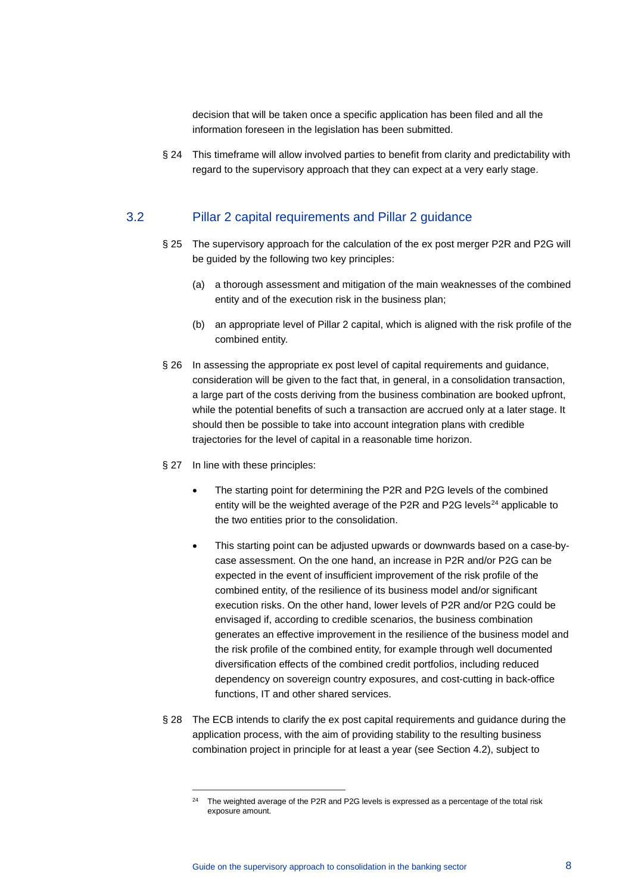decision that will be taken once a specific application has been filed and all the information foreseen in the legislation has been submitted.

§ 24 This timeframe will allow involved parties to benefit from clarity and predictability with regard to the supervisory approach that they can expect at a very early stage.

## 3.2 Pillar 2 capital requirements and Pillar 2 guidance

§ 25 The supervisory approach for the calculation of the ex post merger P2R and P2G will be guided by the following two key principles:

(a) a thorough assessment and mitigation of the main weaknesses of the combined entity and of the execution risk in the business plan;

(b) an appropriate level of Pillar 2 capital, which is aligned with the risk profile of the combined entity.

§ 26 In assessing the appropriate ex post level of capital requirements and guidance, consideration will be given to the fact that, in general, in a consolidation transaction, a large part of the costs deriving from the business combination are booked upfront, while the potential benefits of such a transaction are accrued only at a later stage. It should then be possible to take into account integration plans with credible trajectories for the level of capital in a reasonable time horizon.

§ 27 In line with these principles:

- The starting point for determining the P2R and P2G levels of the combined entity will be the weighted average of the P2R and P2G levels[24] applicable to the two entities prior to the consolidation.
- This starting point can be adjusted upwards or downwards based on a case-by-case assessment. On the one hand, an increase in P2R and/or P2G can be expected in the event of insufficient improvement of the risk profile of the combined entity, of the resilience of its business model and/or significant execution risks. On the other hand, lower levels of P2R and/or P2G could be envisaged if, according to credible scenarios, the business combination generates an effective improvement in the resilience of the business model and the risk profile of the combined entity, for example through well documented diversification effects of the combined credit portfolios, including reduced dependency on sovereign country exposures, and cost-cutting in back-office functions, IT and other shared services.

§ 28 The ECB intends to clarify the ex post capital requirements and guidance during the application process, with the aim of providing stability to the resulting business combination project in principle for at least a year (see Section 4.2), subject to

[24] The weighted average of the P2R and P2G levels is expressed as a percentage of the total risk exposure amount.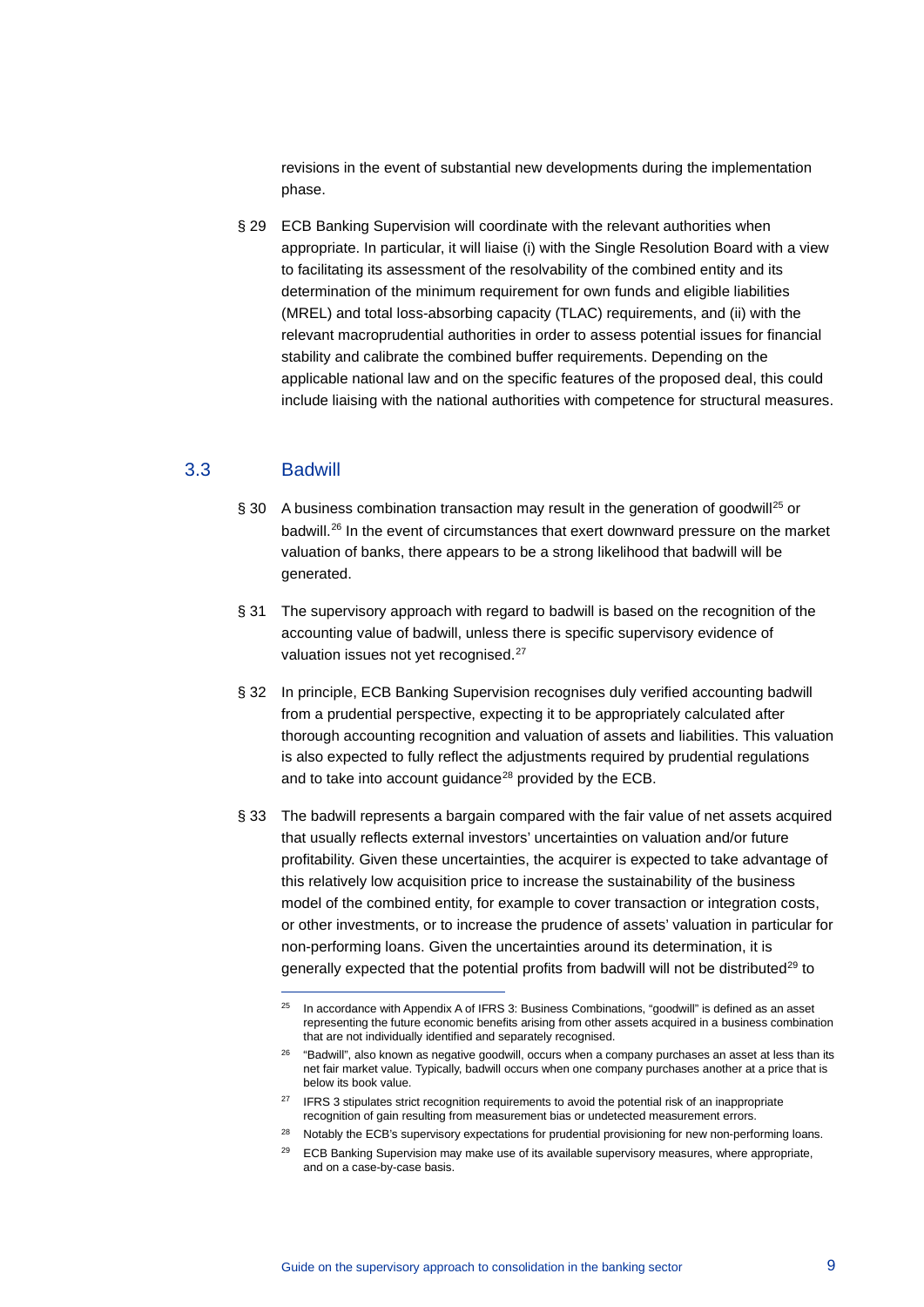revisions in the event of substantial new developments during the implementation phase.

§ 29 ECB Banking Supervision will coordinate with the relevant authorities when appropriate. In particular, it will liaise (i) with the Single Resolution Board with a view to facilitating its assessment of the resolvability of the combined entity and its determination of the minimum requirement for own funds and eligible liabilities (MREL) and total loss-absorbing capacity (TLAC) requirements, and (ii) with the relevant macroprudential authorities in order to assess potential issues for financial stability and calibrate the combined buffer requirements. Depending on the applicable national law and on the specific features of the proposed deal, this could include liaising with the national authorities with competence for structural measures.

## 3.3 Badwill

§ 30 A business combination transaction may result in the generation of goodwill[25] or badwill.[26] In the event of circumstances that exert downward pressure on the market valuation of banks, there appears to be a strong likelihood that badwill will be generated.

§ 31 The supervisory approach with regard to badwill is based on the recognition of the accounting value of badwill, unless there is specific supervisory evidence of valuation issues not yet recognised.[27]

§ 32 In principle, ECB Banking Supervision recognises duly verified accounting badwill from a prudential perspective, expecting it to be appropriately calculated after thorough accounting recognition and valuation of assets and liabilities. This valuation is also expected to fully reflect the adjustments required by prudential regulations and to take into account guidance[28] provided by the ECB.

§ 33 The badwill represents a bargain compared with the fair value of net assets acquired that usually reflects external investors' uncertainties on valuation and/or future profitability. Given these uncertainties, the acquirer is expected to take advantage of this relatively low acquisition price to increase the sustainability of the business model of the combined entity, for example to cover transaction or integration costs, or other investments, or to increase the prudence of assets' valuation in particular for non-performing loans. Given the uncertainties around its determination, it is generally expected that the potential profits from badwill will not be distributed[29] to

---

[25] In accordance with Appendix A of IFRS 3: Business Combinations, "goodwill" is defined as an asset representing the future economic benefits arising from other assets acquired in a business combination that are not individually identified and separately recognised.

[26] "Badwill", also known as negative goodwill, occurs when a company purchases an asset at less than its net fair market value. Typically, badwill occurs when one company purchases another at a price that is below its book value.

[27] IFRS 3 stipulates strict recognition requirements to avoid the potential risk of an inappropriate recognition of gain resulting from measurement bias or undetected measurement errors.

[28] Notably the ECB's supervisory expectations for prudential provisioning for new non-performing loans.

[29] ECB Banking Supervision may make use of its available supervisory measures, where appropriate, and on a case-by-case basis.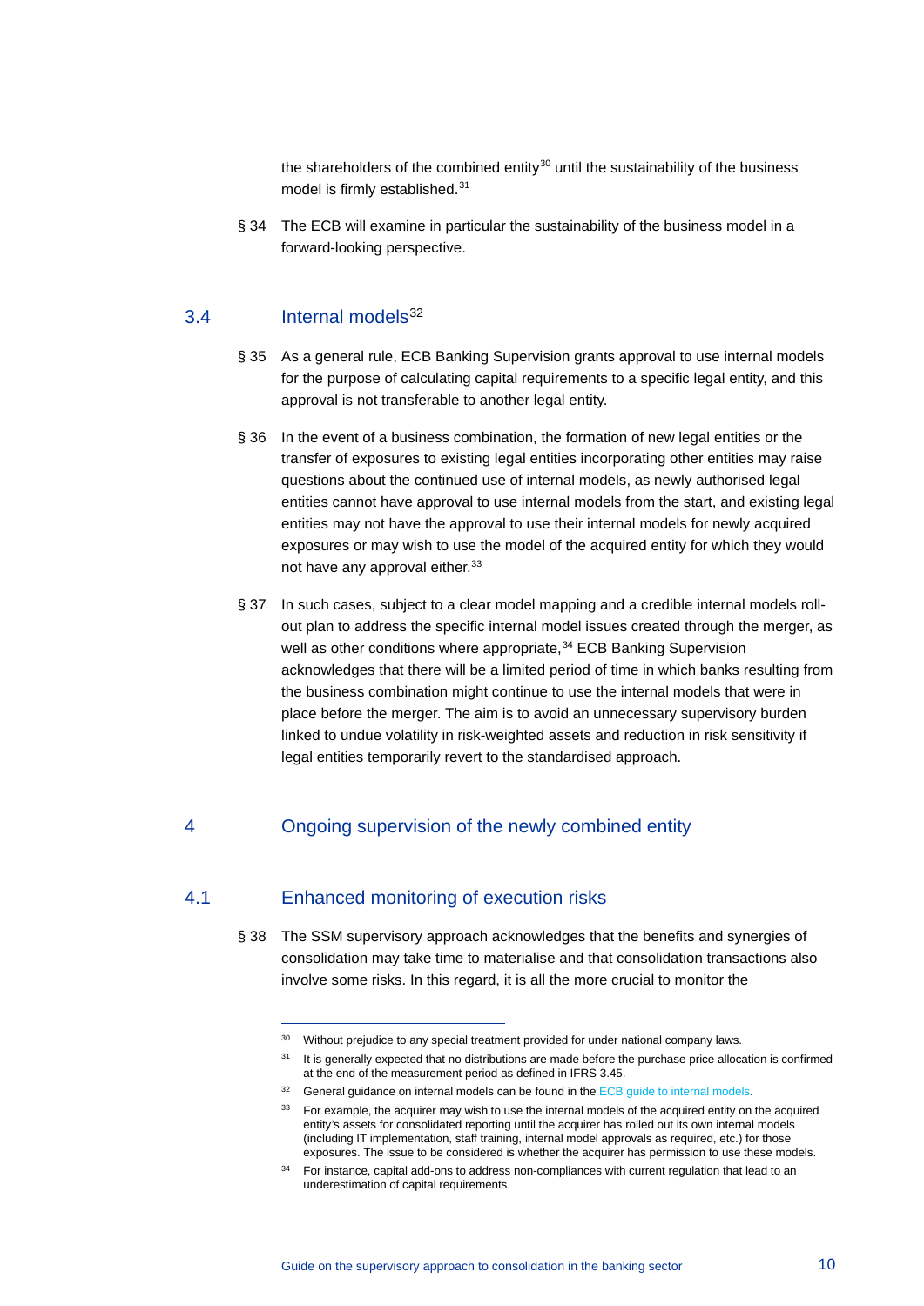the shareholders of the combined entity[30] until the sustainability of the business model is firmly established.[31]

§ 34 The ECB will examine in particular the sustainability of the business model in a forward-looking perspective.

## 3.4 Internal models[32]

§ 35 As a general rule, ECB Banking Supervision grants approval to use internal models for the purpose of calculating capital requirements to a specific legal entity, and this approval is not transferable to another legal entity.

§ 36 In the event of a business combination, the formation of new legal entities or the transfer of exposures to existing legal entities incorporating other entities may raise questions about the continued use of internal models, as newly authorised legal entities cannot have approval to use internal models from the start, and existing legal entities may not have the approval to use their internal models for newly acquired exposures or may wish to use the model of the acquired entity for which they would not have any approval either.[33]

§ 37 In such cases, subject to a clear model mapping and a credible internal models roll-out plan to address the specific internal model issues created through the merger, as well as other conditions where appropriate,[34] ECB Banking Supervision acknowledges that there will be a limited period of time in which banks resulting from the business combination might continue to use the internal models that were in place before the merger. The aim is to avoid an unnecessary supervisory burden linked to undue volatility in risk-weighted assets and reduction in risk sensitivity if legal entities temporarily revert to the standardised approach.

# 4 Ongoing supervision of the newly combined entity

## 4.1 Enhanced monitoring of execution risks

§ 38 The SSM supervisory approach acknowledges that the benefits and synergies of consolidation may take time to materialise and that consolidation transactions also involve some risks. In this regard, it is all the more crucial to monitor the

---

[30] Without prejudice to any special treatment provided for under national company laws.

[31] It is generally expected that no distributions are made before the purchase price allocation is confirmed at the end of the measurement period as defined in IFRS 3.45.

[32] General guidance on internal models can be found in the ECB guide to internal models.

[33] For example, the acquirer may wish to use the internal models of the acquired entity on the acquired entity's assets for consolidated reporting until the acquirer has rolled out its own internal models (including IT implementation, staff training, internal model approvals as required, etc.) for those exposures. The issue to be considered is whether the acquirer has permission to use these models.

[34] For instance, capital add-ons to address non-compliances with current regulation that lead to an underestimation of capital requirements.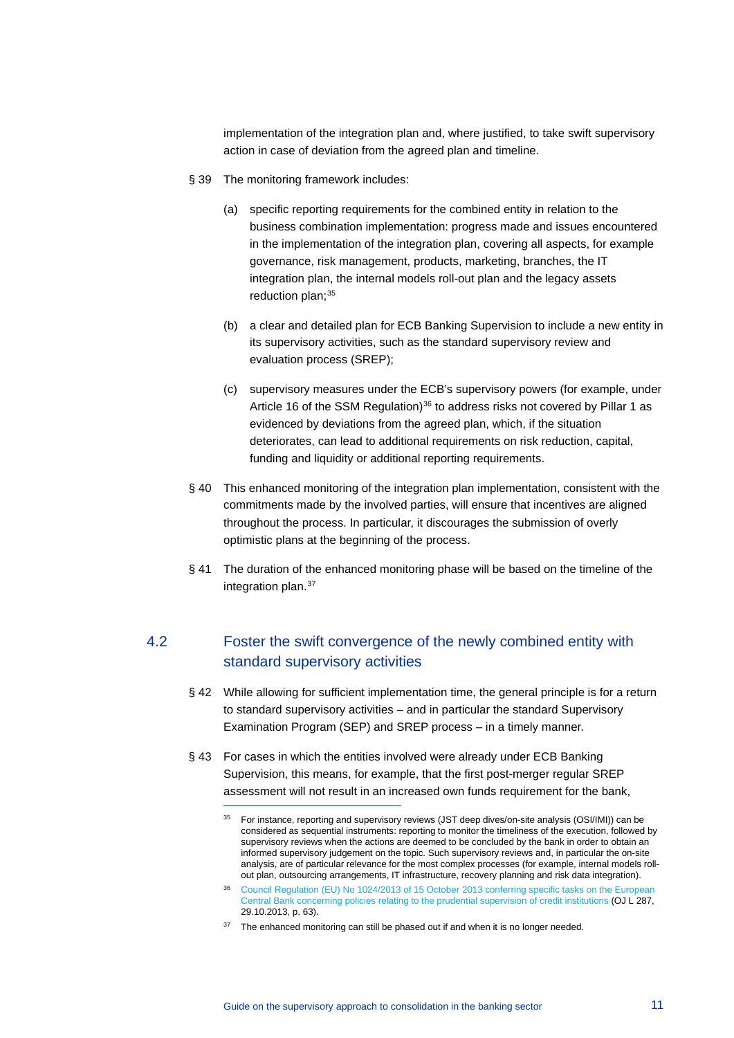implementation of the integration plan and, where justified, to take swift supervisory action in case of deviation from the agreed plan and timeline.

§ 39 The monitoring framework includes:

(a) specific reporting requirements for the combined entity in relation to the business combination implementation: progress made and issues encountered in the implementation of the integration plan, covering all aspects, for example governance, risk management, products, marketing, branches, the IT integration plan, the internal models roll-out plan and the legacy assets reduction plan;[35]

(b) a clear and detailed plan for ECB Banking Supervision to include a new entity in its supervisory activities, such as the standard supervisory review and evaluation process (SREP);

(c) supervisory measures under the ECB's supervisory powers (for example, under Article 16 of the SSM Regulation)[36] to address risks not covered by Pillar 1 as evidenced by deviations from the agreed plan, which, if the situation deteriorates, can lead to additional requirements on risk reduction, capital, funding and liquidity or additional reporting requirements.

§ 40 This enhanced monitoring of the integration plan implementation, consistent with the commitments made by the involved parties, will ensure that incentives are aligned throughout the process. In particular, it discourages the submission of overly optimistic plans at the beginning of the process.

§ 41 The duration of the enhanced monitoring phase will be based on the timeline of the integration plan.[37]

## 4.2 Foster the swift convergence of the newly combined entity with standard supervisory activities

§ 42 While allowing for sufficient implementation time, the general principle is for a return to standard supervisory activities – and in particular the standard Supervisory Examination Program (SEP) and SREP process – in a timely manner.

§ 43 For cases in which the entities involved were already under ECB Banking Supervision, this means, for example, that the first post-merger regular SREP assessment will not result in an increased own funds requirement for the bank,

---

[35] For instance, reporting and supervisory reviews (JST deep dives/on-site analysis (OSI/IMI)) can be considered as sequential instruments: reporting to monitor the timeliness of the execution, followed by supervisory reviews when the actions are deemed to be concluded by the bank in order to obtain an informed supervisory judgement on the topic. Such supervisory reviews and, in particular the on-site analysis, are of particular relevance for the most complex processes (for example, internal models roll-out plan, outsourcing arrangements, IT infrastructure, recovery planning and risk data integration).

[36] Council Regulation (EU) No 1024/2013 of 15 October 2013 conferring specific tasks on the European Central Bank concerning policies relating to the prudential supervision of credit institutions (OJ L 287, 29.10.2013, p. 63).

[37] The enhanced monitoring can still be phased out if and when it is no longer needed.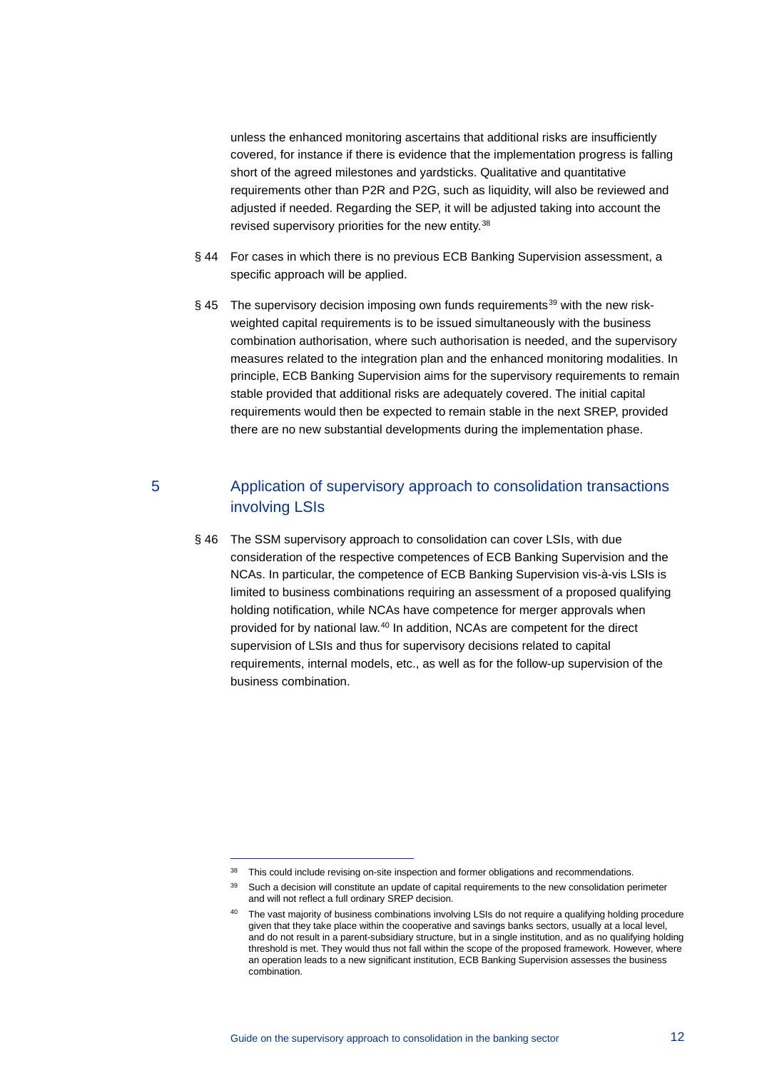unless the enhanced monitoring ascertains that additional risks are insufficiently covered, for instance if there is evidence that the implementation progress is falling short of the agreed milestones and yardsticks. Qualitative and quantitative requirements other than P2R and P2G, such as liquidity, will also be reviewed and adjusted if needed. Regarding the SEP, it will be adjusted taking into account the revised supervisory priorities for the new entity.[38]

§ 44 For cases in which there is no previous ECB Banking Supervision assessment, a specific approach will be applied.

§ 45 The supervisory decision imposing own funds requirements[39] with the new risk-weighted capital requirements is to be issued simultaneously with the business combination authorisation, where such authorisation is needed, and the supervisory measures related to the integration plan and the enhanced monitoring modalities. In principle, ECB Banking Supervision aims for the supervisory requirements to remain stable provided that additional risks are adequately covered. The initial capital requirements would then be expected to remain stable in the next SREP, provided there are no new substantial developments during the implementation phase.

## 5 Application of supervisory approach to consolidation transactions involving LSIs

§ 46 The SSM supervisory approach to consolidation can cover LSIs, with due consideration of the respective competences of ECB Banking Supervision and the NCAs. In particular, the competence of ECB Banking Supervision vis-à-vis LSIs is limited to business combinations requiring an assessment of a proposed qualifying holding notification, while NCAs have competence for merger approvals when provided for by national law.[40] In addition, NCAs are competent for the direct supervision of LSIs and thus for supervisory decisions related to capital requirements, internal models, etc., as well as for the follow-up supervision of the business combination.

---

[38] This could include revising on-site inspection and former obligations and recommendations.

[39] Such a decision will constitute an update of capital requirements to the new consolidation perimeter and will not reflect a full ordinary SREP decision.

[40] The vast majority of business combinations involving LSIs do not require a qualifying holding procedure given that they take place within the cooperative and savings banks sectors, usually at a local level, and do not result in a parent-subsidiary structure, but in a single institution, and as no qualifying holding threshold is met. They would thus not fall within the scope of the proposed framework. However, where an operation leads to a new significant institution, ECB Banking Supervision assesses the business combination.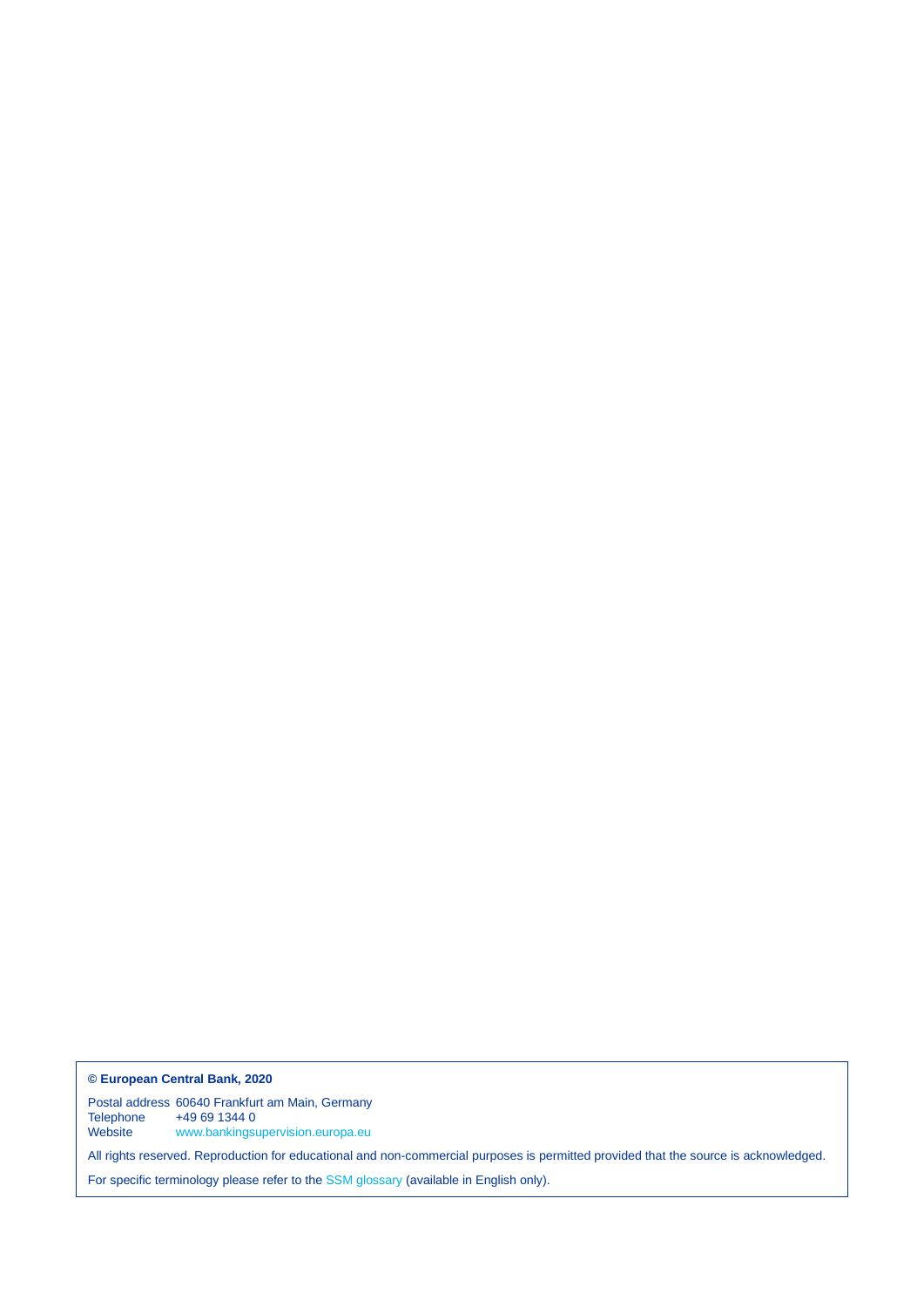**© European Central Bank, 2020**

Postal address 60640 Frankfurt am Main, Germany
Telephone +49 69 1344 0
Website www.bankingsupervision.europa.eu

All rights reserved. Reproduction for educational and non-commercial purposes is permitted provided that the source is acknowledged.

For specific terminology please refer to the SSM glossary (available in English only).